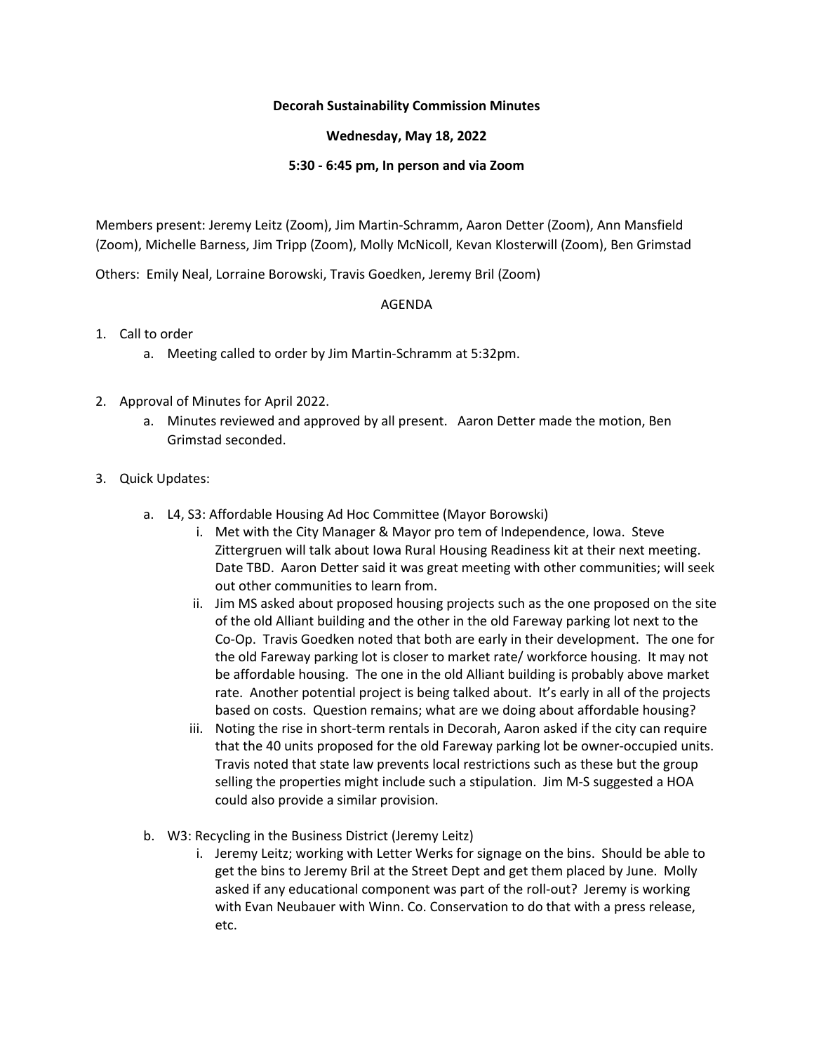**Decorah Sustainability Commission Minutes**

**Wednesday, May 18, 2022**

**5:30 - 6:45 pm, In person and via Zoom**

Members present: Jeremy Leitz (Zoom), Jim Martin-Schramm, Aaron Detter (Zoom), Ann Mansfield (Zoom), Michelle Barness, Jim Tripp (Zoom), Molly McNicoll, Kevan Klosterwill (Zoom), Ben Grimstad

Others: Emily Neal, Lorraine Borowski, Travis Goedken, Jeremy Bril (Zoom)

AGENDA

1. Call to order
   a. Meeting called to order by Jim Martin-Schramm at 5:32pm.

2. Approval of Minutes for April 2022.
   a. Minutes reviewed and approved by all present. Aaron Detter made the motion, Ben Grimstad seconded.

3. Quick Updates:

   a. L4, S3: Affordable Housing Ad Hoc Committee (Mayor Borowski)
      i. Met with the City Manager & Mayor pro tem of Independence, Iowa. Steve Zittergruen will talk about Iowa Rural Housing Readiness kit at their next meeting. Date TBD. Aaron Detter said it was great meeting with other communities; will seek out other communities to learn from.
      ii. Jim MS asked about proposed housing projects such as the one proposed on the site of the old Alliant building and the other in the old Fareway parking lot next to the Co-Op. Travis Goedken noted that both are early in their development. The one for the old Fareway parking lot is closer to market rate/ workforce housing. It may not be affordable housing. The one in the old Alliant building is probably above market rate. Another potential project is being talked about. It's early in all of the projects based on costs. Question remains; what are we doing about affordable housing?
      iii. Noting the rise in short-term rentals in Decorah, Aaron asked if the city can require that the 40 units proposed for the old Fareway parking lot be owner-occupied units. Travis noted that state law prevents local restrictions such as these but the group selling the properties might include such a stipulation. Jim M-S suggested a HOA could also provide a similar provision.

   b. W3: Recycling in the Business District (Jeremy Leitz)
      i. Jeremy Leitz; working with Letter Werks for signage on the bins. Should be able to get the bins to Jeremy Bril at the Street Dept and get them placed by June. Molly asked if any educational component was part of the roll-out? Jeremy is working with Evan Neubauer with Winn. Co. Conservation to do that with a press release, etc.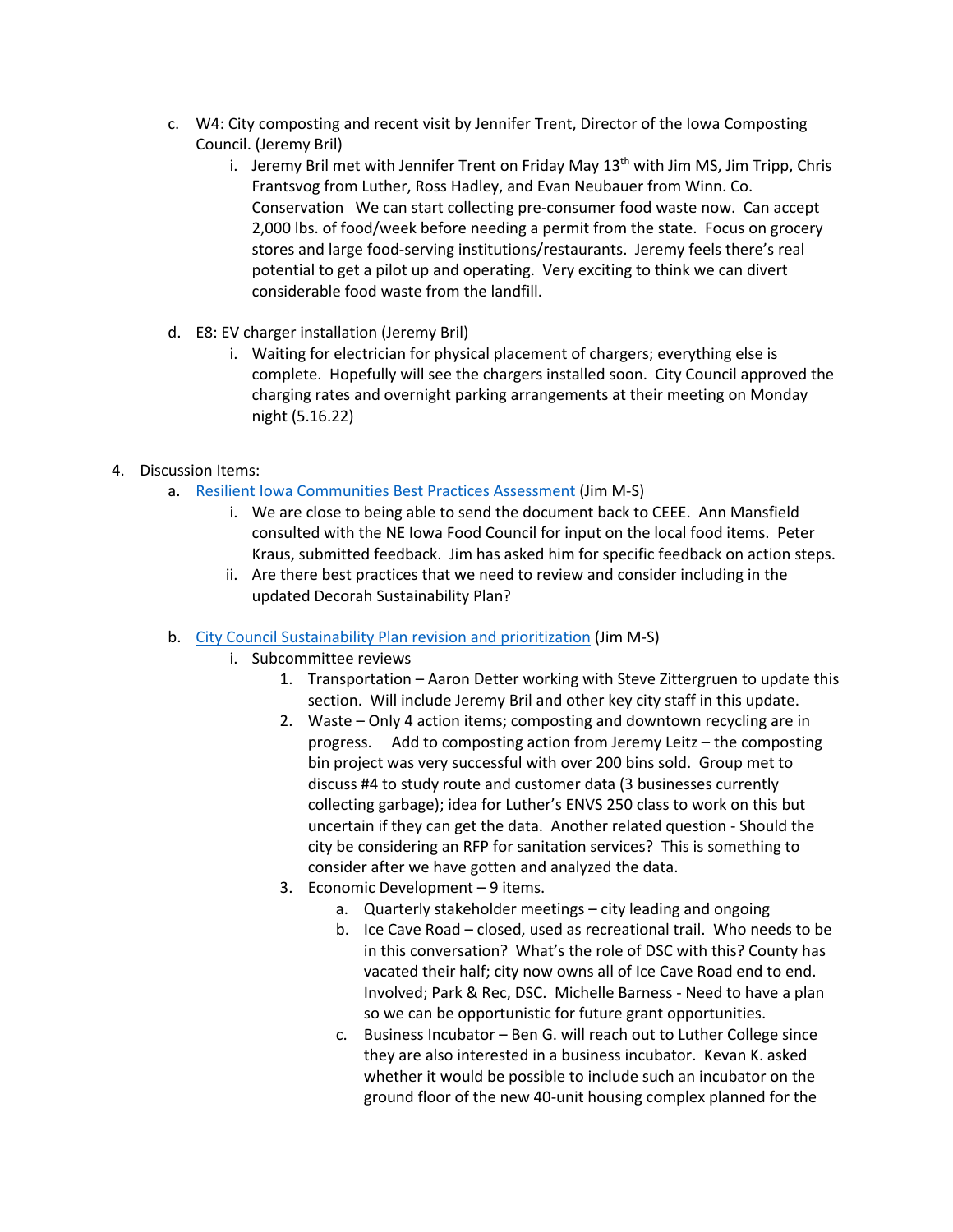c. W4: City composting and recent visit by Jennifer Trent, Director of the Iowa Composting Council. (Jeremy Bril)

   i. Jeremy Bril met with Jennifer Trent on Friday May 13th with Jim MS, Jim Tripp, Chris Frantsvog from Luther, Ross Hadley, and Evan Neubauer from Winn. Co. Conservation We can start collecting pre-consumer food waste now. Can accept 2,000 lbs. of food/week before needing a permit from the state. Focus on grocery stores and large food-serving institutions/restaurants. Jeremy feels there's real potential to get a pilot up and operating. Very exciting to think we can divert considerable food waste from the landfill.

d. E8: EV charger installation (Jeremy Bril)

   i. Waiting for electrician for physical placement of chargers; everything else is complete. Hopefully will see the chargers installed soon. City Council approved the charging rates and overnight parking arrangements at their meeting on Monday night (5.16.22)

4. Discussion Items:

   a. Resilient Iowa Communities Best Practices Assessment (Jim M-S)

      i. We are close to being able to send the document back to CEEE. Ann Mansfield consulted with the NE Iowa Food Council for input on the local food items. Peter Kraus, submitted feedback. Jim has asked him for specific feedback on action steps.

      ii. Are there best practices that we need to review and consider including in the updated Decorah Sustainability Plan?

   b. City Council Sustainability Plan revision and prioritization (Jim M-S)

      i. Subcommittee reviews

         1. Transportation – Aaron Detter working with Steve Zittergruen to update this section. Will include Jeremy Bril and other key city staff in this update.

         2. Waste – Only 4 action items; composting and downtown recycling are in progress. Add to composting action from Jeremy Leitz – the composting bin project was very successful with over 200 bins sold. Group met to discuss #4 to study route and customer data (3 businesses currently collecting garbage); idea for Luther's ENVS 250 class to work on this but uncertain if they can get the data. Another related question - Should the city be considering an RFP for sanitation services? This is something to consider after we have gotten and analyzed the data.

         3. Economic Development – 9 items.

            a. Quarterly stakeholder meetings – city leading and ongoing

            b. Ice Cave Road – closed, used as recreational trail. Who needs to be in this conversation? What's the role of DSC with this? County has vacated their half; city now owns all of Ice Cave Road end to end. Involved; Park & Rec, DSC. Michelle Barness - Need to have a plan so we can be opportunistic for future grant opportunities.

            c. Business Incubator – Ben G. will reach out to Luther College since they are also interested in a business incubator. Kevan K. asked whether it would be possible to include such an incubator on the ground floor of the new 40-unit housing complex planned for the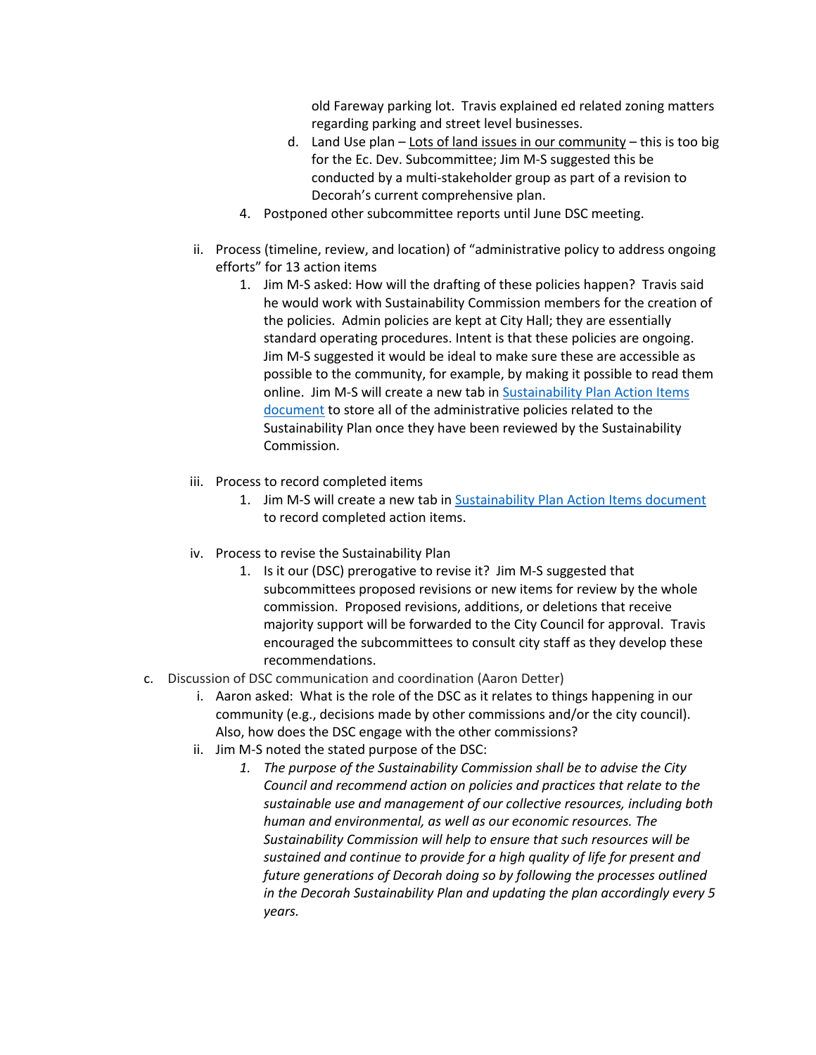old Fareway parking lot. Travis explained ed related zoning matters regarding parking and street level businesses.

   d. Land Use plan – Lots of land issues in our community – this is too big for the Ec. Dev. Subcommittee; Jim M-S suggested this be conducted by a multi-stakeholder group as part of a revision to Decorah's current comprehensive plan.

4. Postponed other subcommittee reports until June DSC meeting.

ii. Process (timeline, review, and location) of "administrative policy to address ongoing efforts" for 13 action items

   1. Jim M-S asked: How will the drafting of these policies happen? Travis said he would work with Sustainability Commission members for the creation of the policies. Admin policies are kept at City Hall; they are essentially standard operating procedures. Intent is that these policies are ongoing. Jim M-S suggested it would be ideal to make sure these are accessible as possible to the community, for example, by making it possible to read them online. Jim M-S will create a new tab in Sustainability Plan Action Items document to store all of the administrative policies related to the Sustainability Plan once they have been reviewed by the Sustainability Commission.

iii. Process to record completed items

   1. Jim M-S will create a new tab in Sustainability Plan Action Items document to record completed action items.

iv. Process to revise the Sustainability Plan

   1. Is it our (DSC) prerogative to revise it? Jim M-S suggested that subcommittees proposed revisions or new items for review by the whole commission. Proposed revisions, additions, or deletions that receive majority support will be forwarded to the City Council for approval. Travis encouraged the subcommittees to consult city staff as they develop these recommendations.

c. Discussion of DSC communication and coordination (Aaron Detter)

   i. Aaron asked: What is the role of the DSC as it relates to things happening in our community (e.g., decisions made by other commissions and/or the city council). Also, how does the DSC engage with the other commissions?

   ii. Jim M-S noted the stated purpose of the DSC:

      1. *The purpose of the Sustainability Commission shall be to advise the City Council and recommend action on policies and practices that relate to the sustainable use and management of our collective resources, including both human and environmental, as well as our economic resources. The Sustainability Commission will help to ensure that such resources will be sustained and continue to provide for a high quality of life for present and future generations of Decorah doing so by following the processes outlined in the Decorah Sustainability Plan and updating the plan accordingly every 5 years.*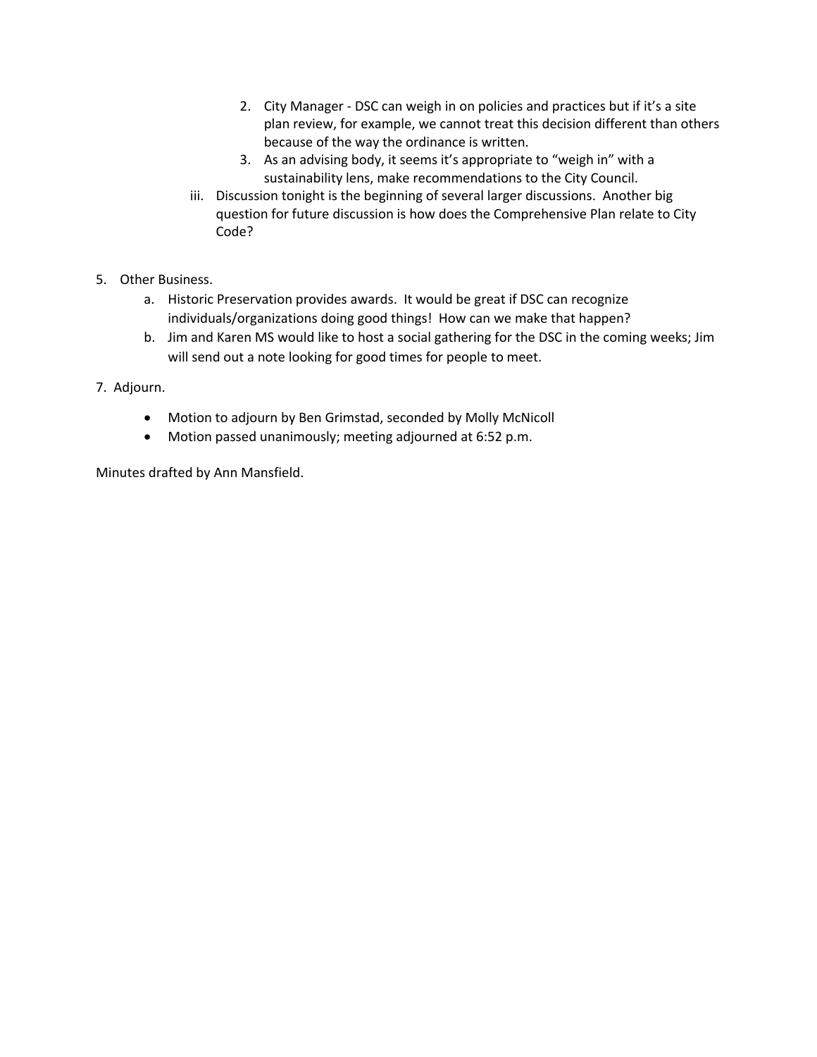2. City Manager - DSC can weigh in on policies and practices but if it's a site plan review, for example, we cannot treat this decision different than others because of the way the ordinance is written.
3. As an advising body, it seems it's appropriate to "weigh in" with a sustainability lens, make recommendations to the City Council.

iii. Discussion tonight is the beginning of several larger discussions. Another big question for future discussion is how does the Comprehensive Plan relate to City Code?

5. Other Business.
   a. Historic Preservation provides awards. It would be great if DSC can recognize individuals/organizations doing good things! How can we make that happen?
   b. Jim and Karen MS would like to host a social gathering for the DSC in the coming weeks; Jim will send out a note looking for good times for people to meet.

7. Adjourn.

- Motion to adjourn by Ben Grimstad, seconded by Molly McNicoll
- Motion passed unanimously; meeting adjourned at 6:52 p.m.

Minutes drafted by Ann Mansfield.